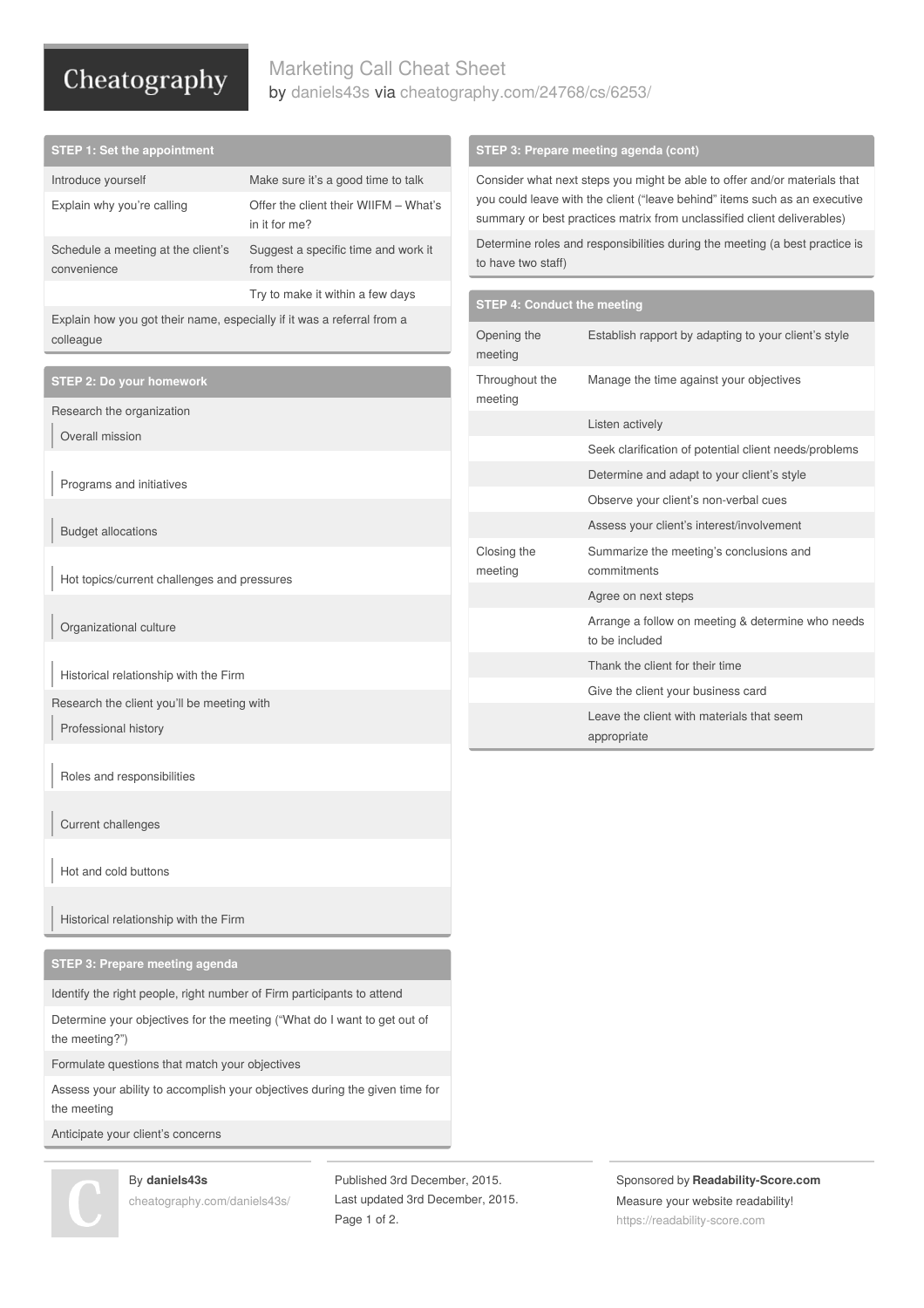# Marketing Call Cheat Sheet

by daniels43s via cheatography.com/24768/cs/6253/

## STEP 1: Set the appointment

| | |
|---|---|
| Introduce yourself | Make sure it's a good time to talk |
| Explain why you're calling | Offer the client their WIIFM – What's in it for me? |
| Schedule a meeting at the client's convenience | Suggest a specific time and work it from there |
| | Try to make it within a few days |

Explain how you got their name, especially if it was a referral from a colleague

## STEP 2: Do your homework

Research the organization

- Overall mission
- Programs and initiatives
- Budget allocations
- Hot topics/current challenges and pressures
- Organizational culture
- Historical relationship with the Firm

Research the client you'll be meeting with

- Professional history
- Roles and responsibilities
- Current challenges
- Hot and cold buttons
- Historical relationship with the Firm

## STEP 3: Prepare meeting agenda

Identify the right people, right number of Firm participants to attend

Determine your objectives for the meeting ("What do I want to get out of the meeting?")

Formulate questions that match your objectives

Assess your ability to accomplish your objectives during the given time for the meeting

Anticipate your client's concerns

## STEP 3: Prepare meeting agenda (cont)

Consider what next steps you might be able to offer and/or materials that you could leave with the client ("leave behind" items such as an executive summary or best practices matrix from unclassified client deliverables)

Determine roles and responsibilities during the meeting (a best practice is to have two staff)

## STEP 4: Conduct the meeting

| | |
|---|---|
| Opening the meeting | Establish rapport by adapting to your client's style |
| Throughout the meeting | Manage the time against your objectives |
| | Listen actively |
| | Seek clarification of potential client needs/problems |
| | Determine and adapt to your client's style |
| | Observe your client's non-verbal cues |
| | Assess your client's interest/involvement |
| Closing the meeting | Summarize the meeting's conclusions and commitments |
| | Agree on next steps |
| | Arrange a follow on meeting & determine who needs to be included |
| | Thank the client for their time |
| | Give the client your business card |
| | Leave the client with materials that seem appropriate |

By **daniels43s**
cheatography.com/daniels43s/

Published 3rd December, 2015.
Last updated 3rd December, 2015.

Sponsored by **Readability-Score.com**
Measure your website readability!
https://readability-score.com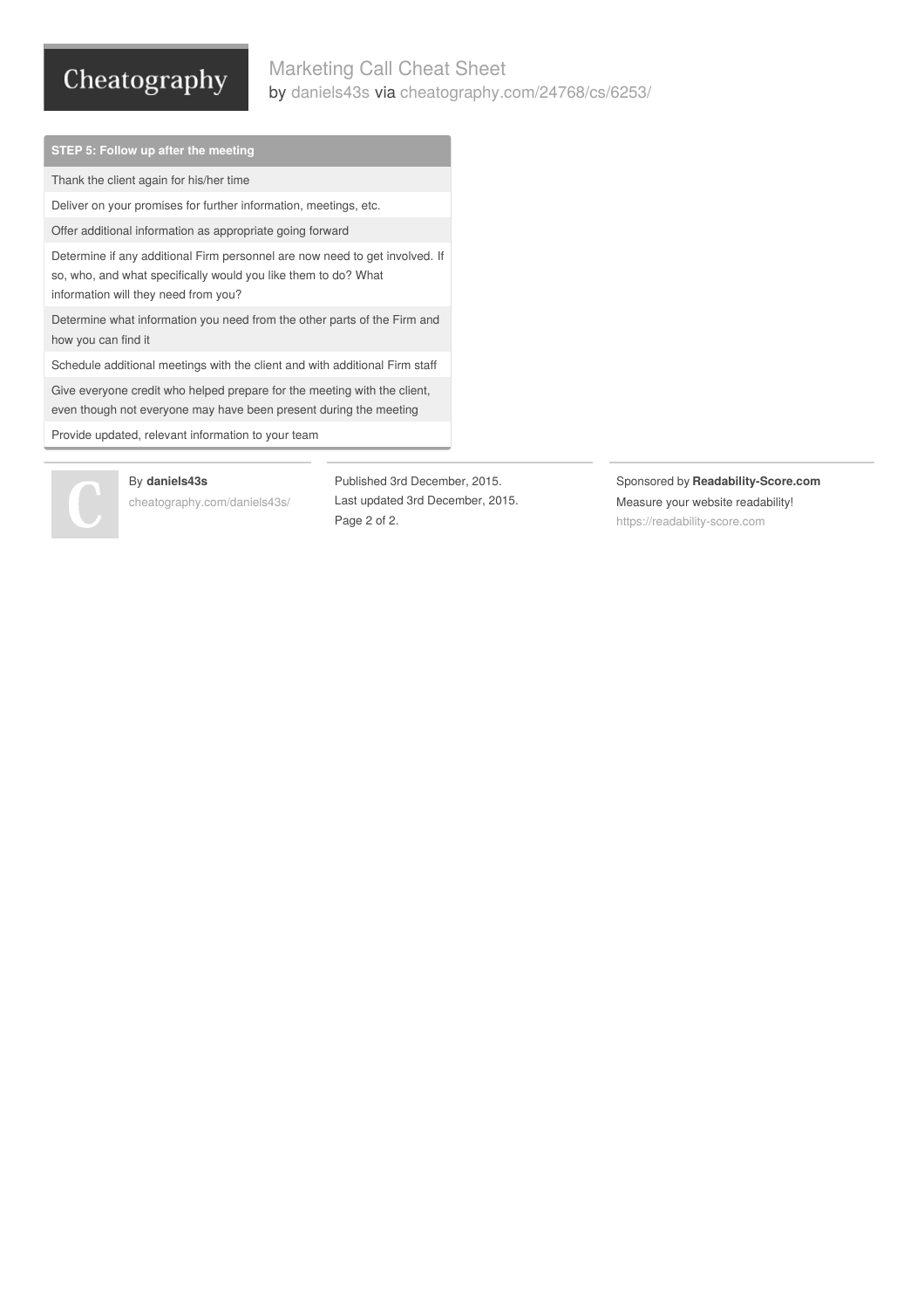## STEP 5: Follow up after the meeting

| |
|---|
| Thank the client again for his/her time |
| Deliver on your promises for further information, meetings, etc. |
| Offer additional information as appropriate going forward |
| Determine if any additional Firm personnel are now need to get involved. If so, who, and what specifically would you like them to do? What information will they need from you? |
| Determine what information you need from the other parts of the Firm and how you can find it |
| Schedule additional meetings with the client and with additional Firm staff |
| Give everyone credit who helped prepare for the meeting with the client, even though not everyone may have been present during the meeting |
| Provide updated, relevant information to your team |